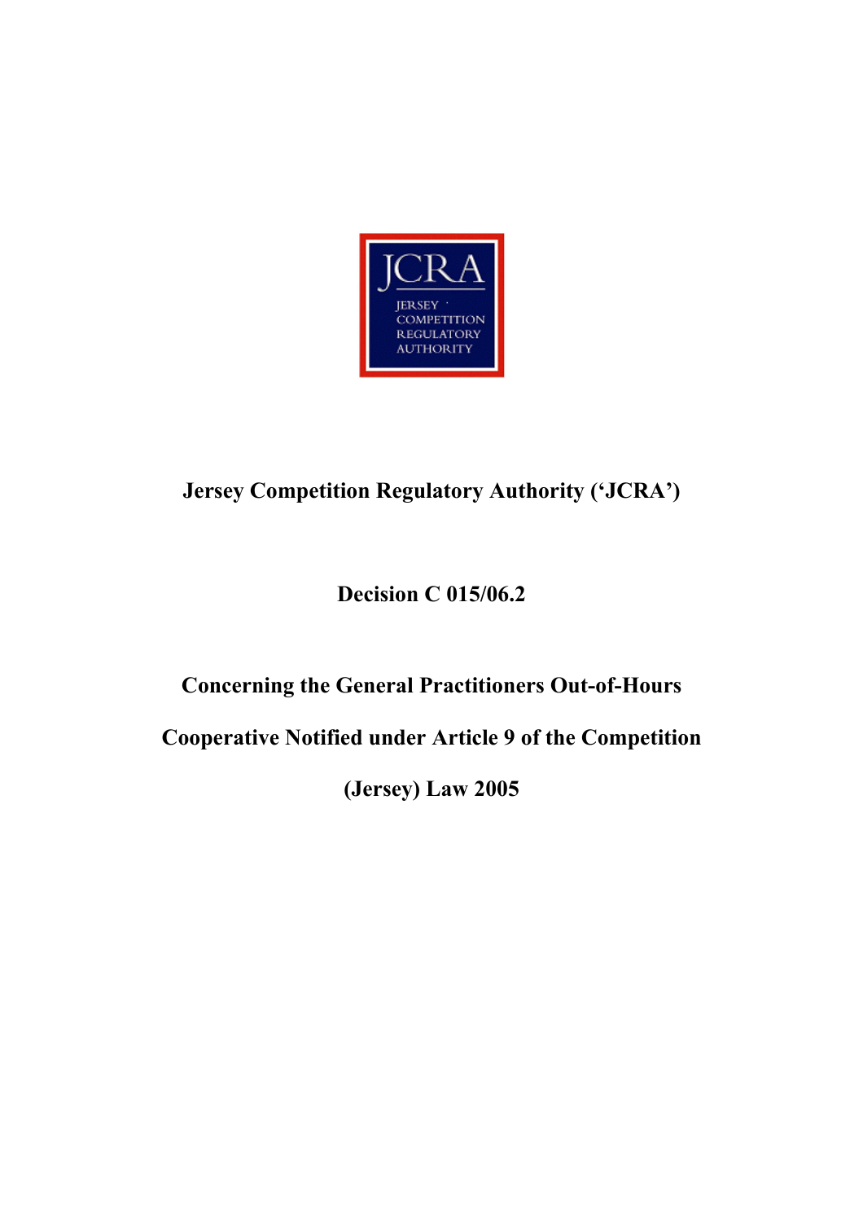JCRA

JERSEY COMPETITION REGULATORY AUTHORITY

**Jersey Competition Regulatory Authority ('JCRA')**

**Decision C 015/06.2**

**Concerning the General Practitioners Out-of-Hours Cooperative Notified under Article 9 of the Competition (Jersey) Law 2005**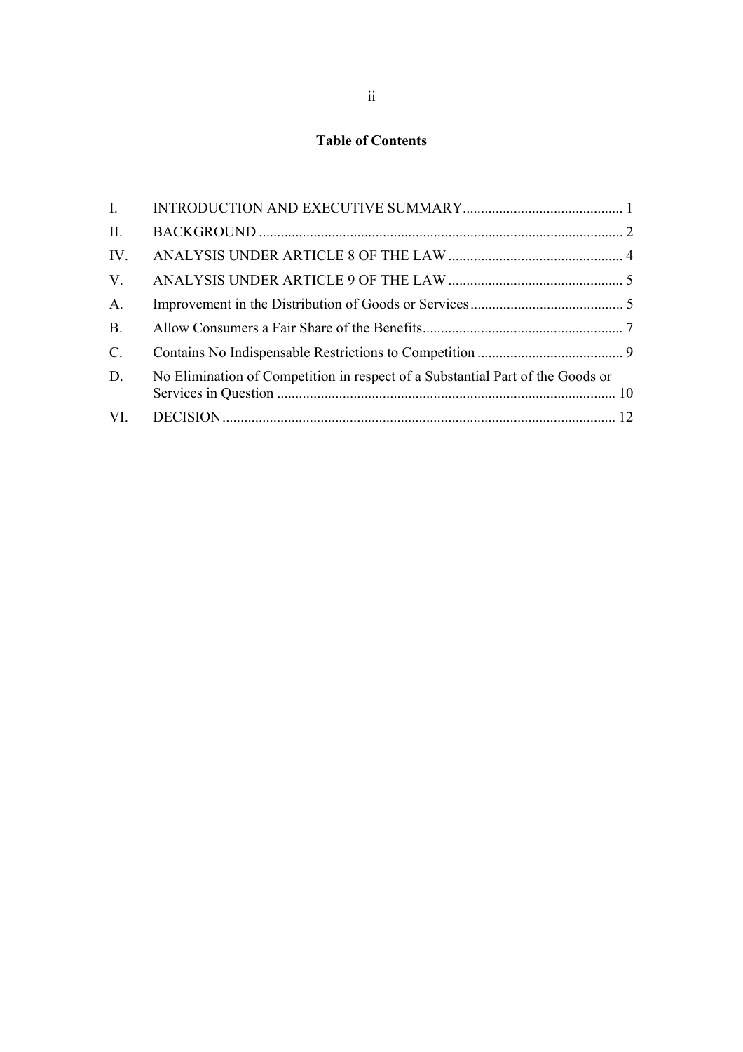**Table of Contents**

| | | |
|---|---|---|
| I. | INTRODUCTION AND EXECUTIVE SUMMARY | 1 |
| II. | BACKGROUND | 2 |
| IV. | ANALYSIS UNDER ARTICLE 8 OF THE LAW | 4 |
| V. | ANALYSIS UNDER ARTICLE 9 OF THE LAW | 5 |
| A. | Improvement in the Distribution of Goods or Services | 5 |
| B. | Allow Consumers a Fair Share of the Benefits | 7 |
| C. | Contains No Indispensable Restrictions to Competition | 9 |
| D. | No Elimination of Competition in respect of a Substantial Part of the Goods or Services in Question | 10 |
| VI. | DECISION | 12 |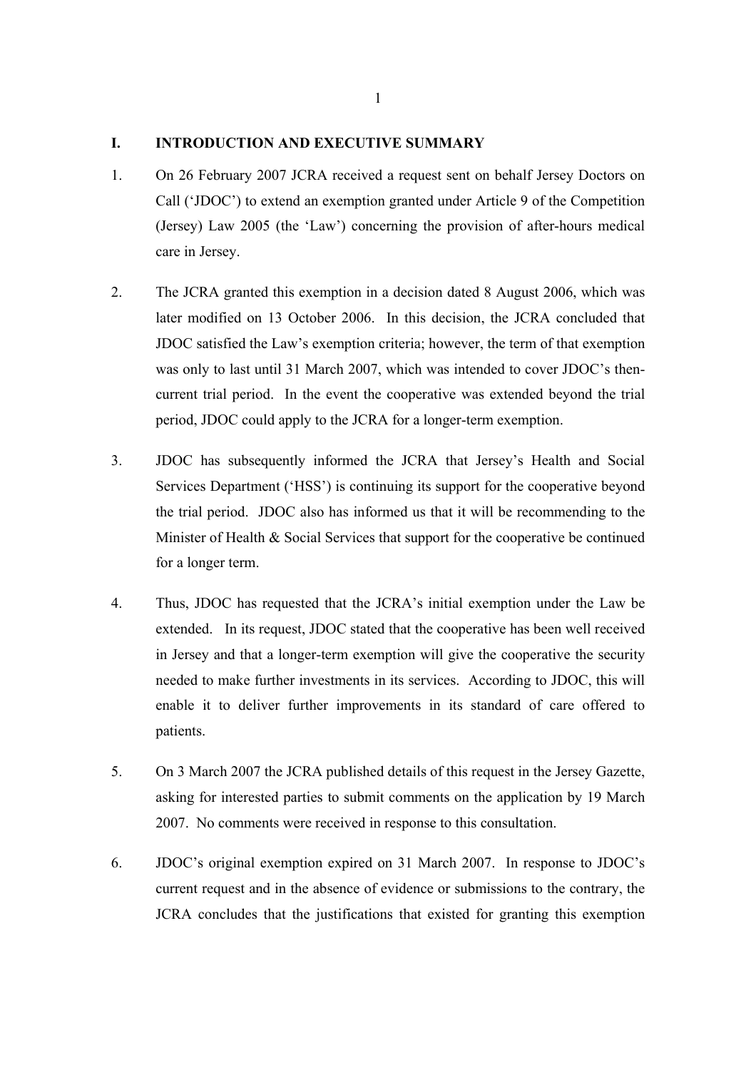## I. INTRODUCTION AND EXECUTIVE SUMMARY

1. On 26 February 2007 JCRA received a request sent on behalf Jersey Doctors on Call ('JDOC') to extend an exemption granted under Article 9 of the Competition (Jersey) Law 2005 (the 'Law') concerning the provision of after-hours medical care in Jersey.

2. The JCRA granted this exemption in a decision dated 8 August 2006, which was later modified on 13 October 2006. In this decision, the JCRA concluded that JDOC satisfied the Law's exemption criteria; however, the term of that exemption was only to last until 31 March 2007, which was intended to cover JDOC's then-current trial period. In the event the cooperative was extended beyond the trial period, JDOC could apply to the JCRA for a longer-term exemption.

3. JDOC has subsequently informed the JCRA that Jersey's Health and Social Services Department ('HSS') is continuing its support for the cooperative beyond the trial period. JDOC also has informed us that it will be recommending to the Minister of Health & Social Services that support for the cooperative be continued for a longer term.

4. Thus, JDOC has requested that the JCRA's initial exemption under the Law be extended. In its request, JDOC stated that the cooperative has been well received in Jersey and that a longer-term exemption will give the cooperative the security needed to make further investments in its services. According to JDOC, this will enable it to deliver further improvements in its standard of care offered to patients.

5. On 3 March 2007 the JCRA published details of this request in the Jersey Gazette, asking for interested parties to submit comments on the application by 19 March 2007. No comments were received in response to this consultation.

6. JDOC's original exemption expired on 31 March 2007. In response to JDOC's current request and in the absence of evidence or submissions to the contrary, the JCRA concludes that the justifications that existed for granting this exemption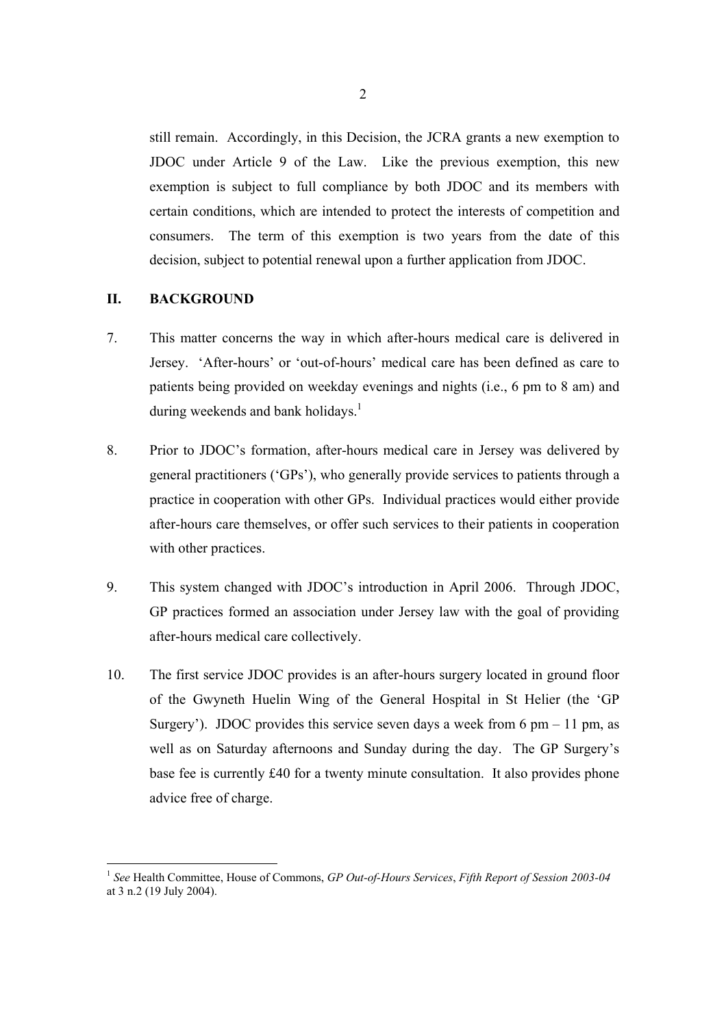still remain. Accordingly, in this Decision, the JCRA grants a new exemption to JDOC under Article 9 of the Law. Like the previous exemption, this new exemption is subject to full compliance by both JDOC and its members with certain conditions, which are intended to protect the interests of competition and consumers. The term of this exemption is two years from the date of this decision, subject to potential renewal upon a further application from JDOC.

## II. BACKGROUND

7. This matter concerns the way in which after-hours medical care is delivered in Jersey. 'After-hours' or 'out-of-hours' medical care has been defined as care to patients being provided on weekday evenings and nights (i.e., 6 pm to 8 am) and during weekends and bank holidays.[1]

8. Prior to JDOC's formation, after-hours medical care in Jersey was delivered by general practitioners ('GPs'), who generally provide services to patients through a practice in cooperation with other GPs. Individual practices would either provide after-hours care themselves, or offer such services to their patients in cooperation with other practices.

9. This system changed with JDOC's introduction in April 2006. Through JDOC, GP practices formed an association under Jersey law with the goal of providing after-hours medical care collectively.

10. The first service JDOC provides is an after-hours surgery located in ground floor of the Gwyneth Huelin Wing of the General Hospital in St Helier (the 'GP Surgery'). JDOC provides this service seven days a week from 6 pm – 11 pm, as well as on Saturday afternoons and Sunday during the day. The GP Surgery's base fee is currently £40 for a twenty minute consultation. It also provides phone advice free of charge.

---

[1] *See* Health Committee, House of Commons, *GP Out-of-Hours Services*, *Fifth Report of Session 2003-04* at 3 n.2 (19 July 2004).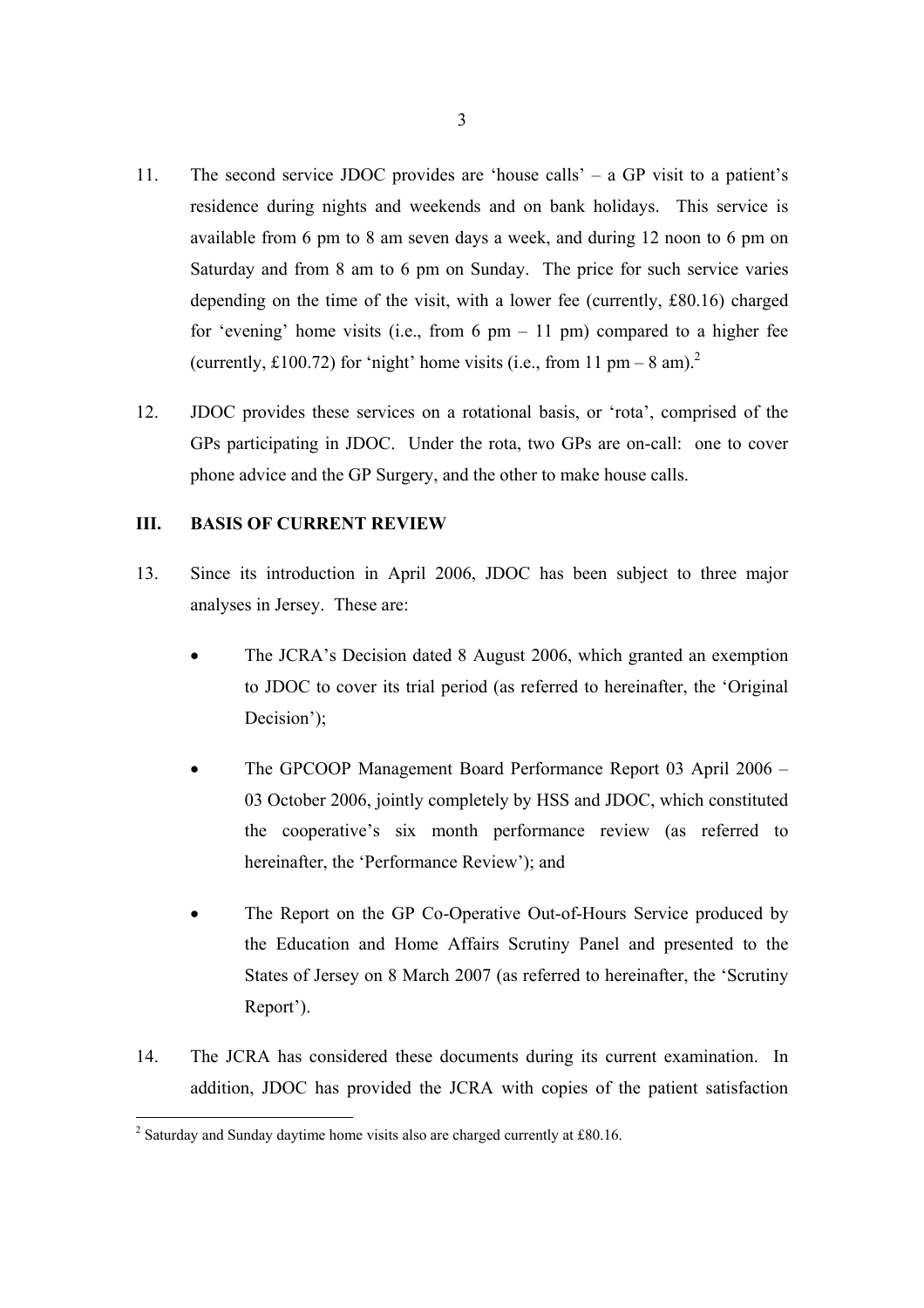11. The second service JDOC provides are 'house calls' – a GP visit to a patient's residence during nights and weekends and on bank holidays. This service is available from 6 pm to 8 am seven days a week, and during 12 noon to 6 pm on Saturday and from 8 am to 6 pm on Sunday. The price for such service varies depending on the time of the visit, with a lower fee (currently, £80.16) charged for 'evening' home visits (i.e., from 6 pm – 11 pm) compared to a higher fee (currently, £100.72) for 'night' home visits (i.e., from 11 pm – 8 am).[2]

12. JDOC provides these services on a rotational basis, or 'rota', comprised of the GPs participating in JDOC. Under the rota, two GPs are on-call: one to cover phone advice and the GP Surgery, and the other to make house calls.

## III. BASIS OF CURRENT REVIEW

13. Since its introduction in April 2006, JDOC has been subject to three major analyses in Jersey. These are:

    - The JCRA's Decision dated 8 August 2006, which granted an exemption to JDOC to cover its trial period (as referred to hereinafter, the 'Original Decision');

    - The GPCOOP Management Board Performance Report 03 April 2006 – 03 October 2006, jointly completely by HSS and JDOC, which constituted the cooperative's six month performance review (as referred to hereinafter, the 'Performance Review'); and

    - The Report on the GP Co-Operative Out-of-Hours Service produced by the Education and Home Affairs Scrutiny Panel and presented to the States of Jersey on 8 March 2007 (as referred to hereinafter, the 'Scrutiny Report').

14. The JCRA has considered these documents during its current examination. In addition, JDOC has provided the JCRA with copies of the patient satisfaction

---

[2] Saturday and Sunday daytime home visits also are charged currently at £80.16.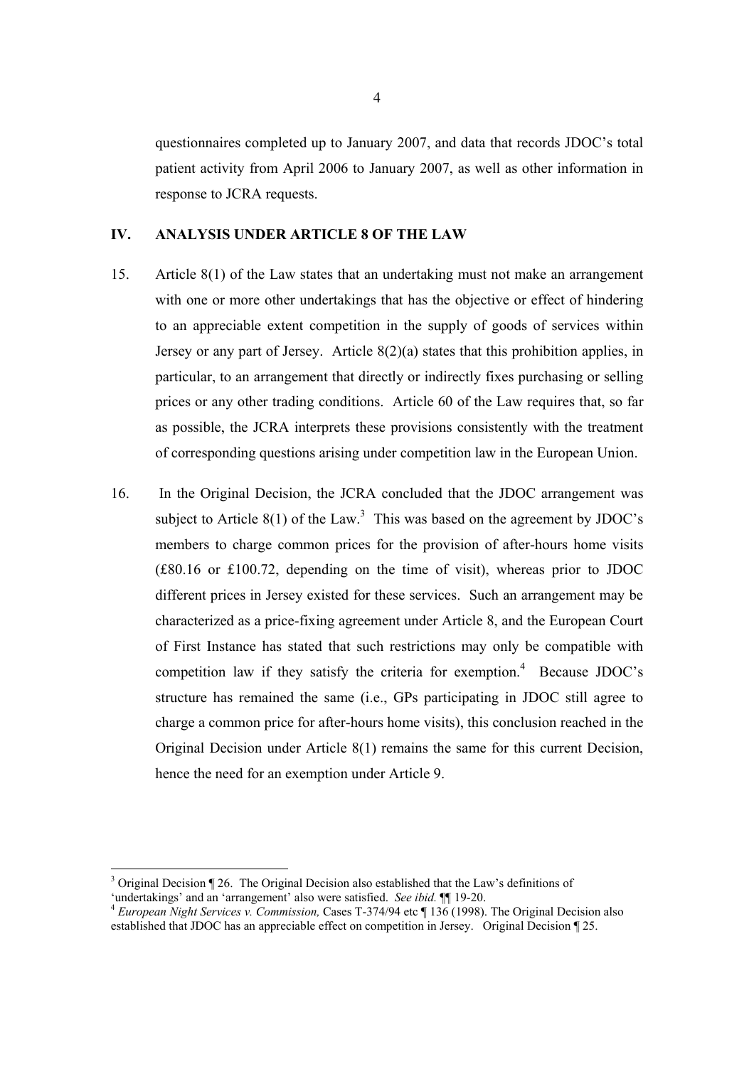questionnaires completed up to January 2007, and data that records JDOC's total patient activity from April 2006 to January 2007, as well as other information in response to JCRA requests.

## IV. ANALYSIS UNDER ARTICLE 8 OF THE LAW

15. Article 8(1) of the Law states that an undertaking must not make an arrangement with one or more other undertakings that has the objective or effect of hindering to an appreciable extent competition in the supply of goods of services within Jersey or any part of Jersey. Article 8(2)(a) states that this prohibition applies, in particular, to an arrangement that directly or indirectly fixes purchasing or selling prices or any other trading conditions. Article 60 of the Law requires that, so far as possible, the JCRA interprets these provisions consistently with the treatment of corresponding questions arising under competition law in the European Union.

16. In the Original Decision, the JCRA concluded that the JDOC arrangement was subject to Article 8(1) of the Law.[3] This was based on the agreement by JDOC's members to charge common prices for the provision of after-hours home visits (£80.16 or £100.72, depending on the time of visit), whereas prior to JDOC different prices in Jersey existed for these services. Such an arrangement may be characterized as a price-fixing agreement under Article 8, and the European Court of First Instance has stated that such restrictions may only be compatible with competition law if they satisfy the criteria for exemption.[4] Because JDOC's structure has remained the same (i.e., GPs participating in JDOC still agree to charge a common price for after-hours home visits), this conclusion reached in the Original Decision under Article 8(1) remains the same for this current Decision, hence the need for an exemption under Article 9.

---

[3] Original Decision ¶ 26. The Original Decision also established that the Law's definitions of 'undertakings' and an 'arrangement' also were satisfied. *See ibid.* ¶¶ 19-20.

[4] *European Night Services v. Commission,* Cases T-374/94 etc ¶ 136 (1998). The Original Decision also established that JDOC has an appreciable effect on competition in Jersey. Original Decision ¶ 25.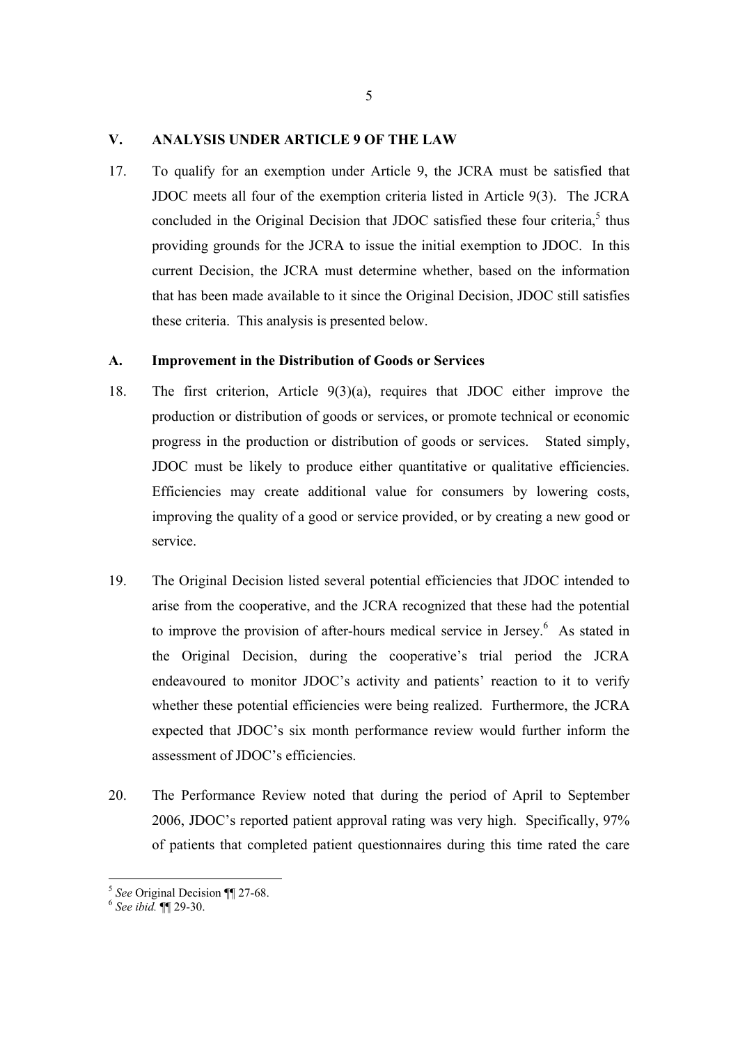## V. ANALYSIS UNDER ARTICLE 9 OF THE LAW

17. To qualify for an exemption under Article 9, the JCRA must be satisfied that JDOC meets all four of the exemption criteria listed in Article 9(3). The JCRA concluded in the Original Decision that JDOC satisfied these four criteria,[5] thus providing grounds for the JCRA to issue the initial exemption to JDOC. In this current Decision, the JCRA must determine whether, based on the information that has been made available to it since the Original Decision, JDOC still satisfies these criteria. This analysis is presented below.

### A. Improvement in the Distribution of Goods or Services

18. The first criterion, Article 9(3)(a), requires that JDOC either improve the production or distribution of goods or services, or promote technical or economic progress in the production or distribution of goods or services. Stated simply, JDOC must be likely to produce either quantitative or qualitative efficiencies. Efficiencies may create additional value for consumers by lowering costs, improving the quality of a good or service provided, or by creating a new good or service.

19. The Original Decision listed several potential efficiencies that JDOC intended to arise from the cooperative, and the JCRA recognized that these had the potential to improve the provision of after-hours medical service in Jersey.[6] As stated in the Original Decision, during the cooperative's trial period the JCRA endeavoured to monitor JDOC's activity and patients' reaction to it to verify whether these potential efficiencies were being realized. Furthermore, the JCRA expected that JDOC's six month performance review would further inform the assessment of JDOC's efficiencies.

20. The Performance Review noted that during the period of April to September 2006, JDOC's reported patient approval rating was very high. Specifically, 97% of patients that completed patient questionnaires during this time rated the care

---

[5] *See* Original Decision ¶¶ 27-68.

[6] *See ibid.* ¶¶ 29-30.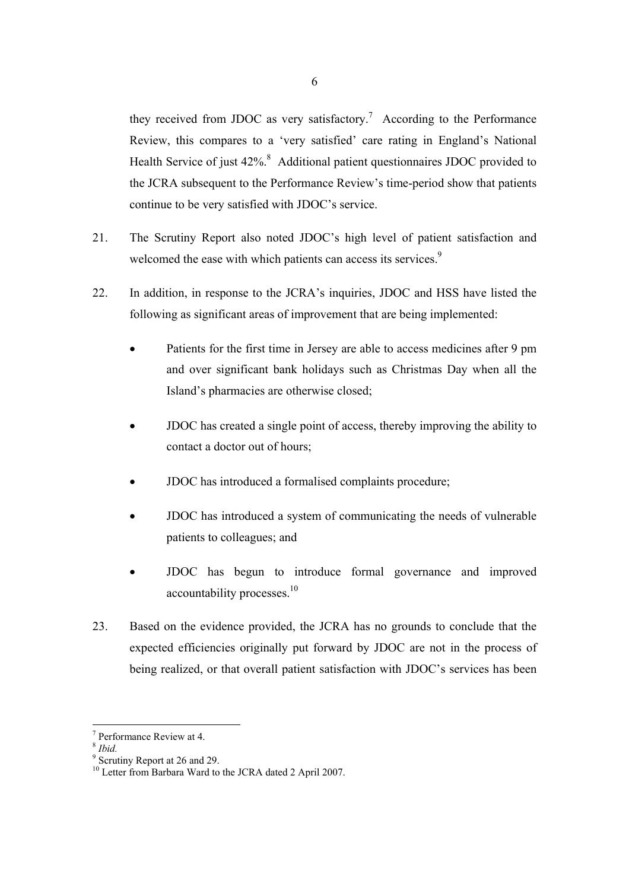they received from JDOC as very satisfactory.[7] According to the Performance Review, this compares to a 'very satisfied' care rating in England's National Health Service of just 42%.[8] Additional patient questionnaires JDOC provided to the JCRA subsequent to the Performance Review's time-period show that patients continue to be very satisfied with JDOC's service.

21. The Scrutiny Report also noted JDOC's high level of patient satisfaction and welcomed the ease with which patients can access its services.[9]

22. In addition, in response to the JCRA's inquiries, JDOC and HSS have listed the following as significant areas of improvement that are being implemented:

- Patients for the first time in Jersey are able to access medicines after 9 pm and over significant bank holidays such as Christmas Day when all the Island's pharmacies are otherwise closed;
- JDOC has created a single point of access, thereby improving the ability to contact a doctor out of hours;
- JDOC has introduced a formalised complaints procedure;
- JDOC has introduced a system of communicating the needs of vulnerable patients to colleagues; and
- JDOC has begun to introduce formal governance and improved accountability processes.[10]

23. Based on the evidence provided, the JCRA has no grounds to conclude that the expected efficiencies originally put forward by JDOC are not in the process of being realized, or that overall patient satisfaction with JDOC's services has been

---

[7] Performance Review at 4.

[8] *Ibid.*

[9] Scrutiny Report at 26 and 29.

[10] Letter from Barbara Ward to the JCRA dated 2 April 2007.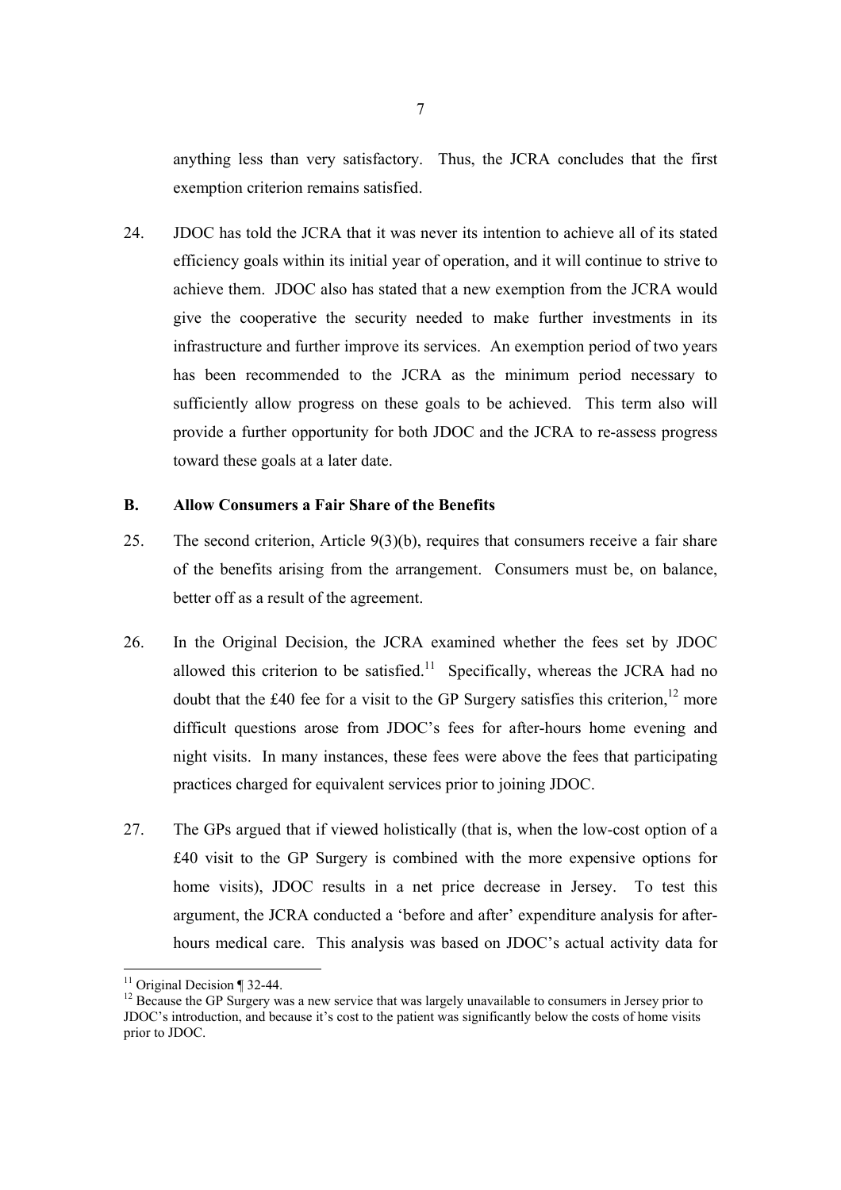anything less than very satisfactory. Thus, the JCRA concludes that the first exemption criterion remains satisfied.

24. JDOC has told the JCRA that it was never its intention to achieve all of its stated efficiency goals within its initial year of operation, and it will continue to strive to achieve them. JDOC also has stated that a new exemption from the JCRA would give the cooperative the security needed to make further investments in its infrastructure and further improve its services. An exemption period of two years has been recommended to the JCRA as the minimum period necessary to sufficiently allow progress on these goals to be achieved. This term also will provide a further opportunity for both JDOC and the JCRA to re-assess progress toward these goals at a later date.

## B. Allow Consumers a Fair Share of the Benefits

25. The second criterion, Article 9(3)(b), requires that consumers receive a fair share of the benefits arising from the arrangement. Consumers must be, on balance, better off as a result of the agreement.

26. In the Original Decision, the JCRA examined whether the fees set by JDOC allowed this criterion to be satisfied.[11] Specifically, whereas the JCRA had no doubt that the £40 fee for a visit to the GP Surgery satisfies this criterion,[12] more difficult questions arose from JDOC's fees for after-hours home evening and night visits. In many instances, these fees were above the fees that participating practices charged for equivalent services prior to joining JDOC.

27. The GPs argued that if viewed holistically (that is, when the low-cost option of a £40 visit to the GP Surgery is combined with the more expensive options for home visits), JDOC results in a net price decrease in Jersey. To test this argument, the JCRA conducted a 'before and after' expenditure analysis for after-hours medical care. This analysis was based on JDOC's actual activity data for

[11] Original Decision ¶ 32-44.

[12] Because the GP Surgery was a new service that was largely unavailable to consumers in Jersey prior to JDOC's introduction, and because it's cost to the patient was significantly below the costs of home visits prior to JDOC.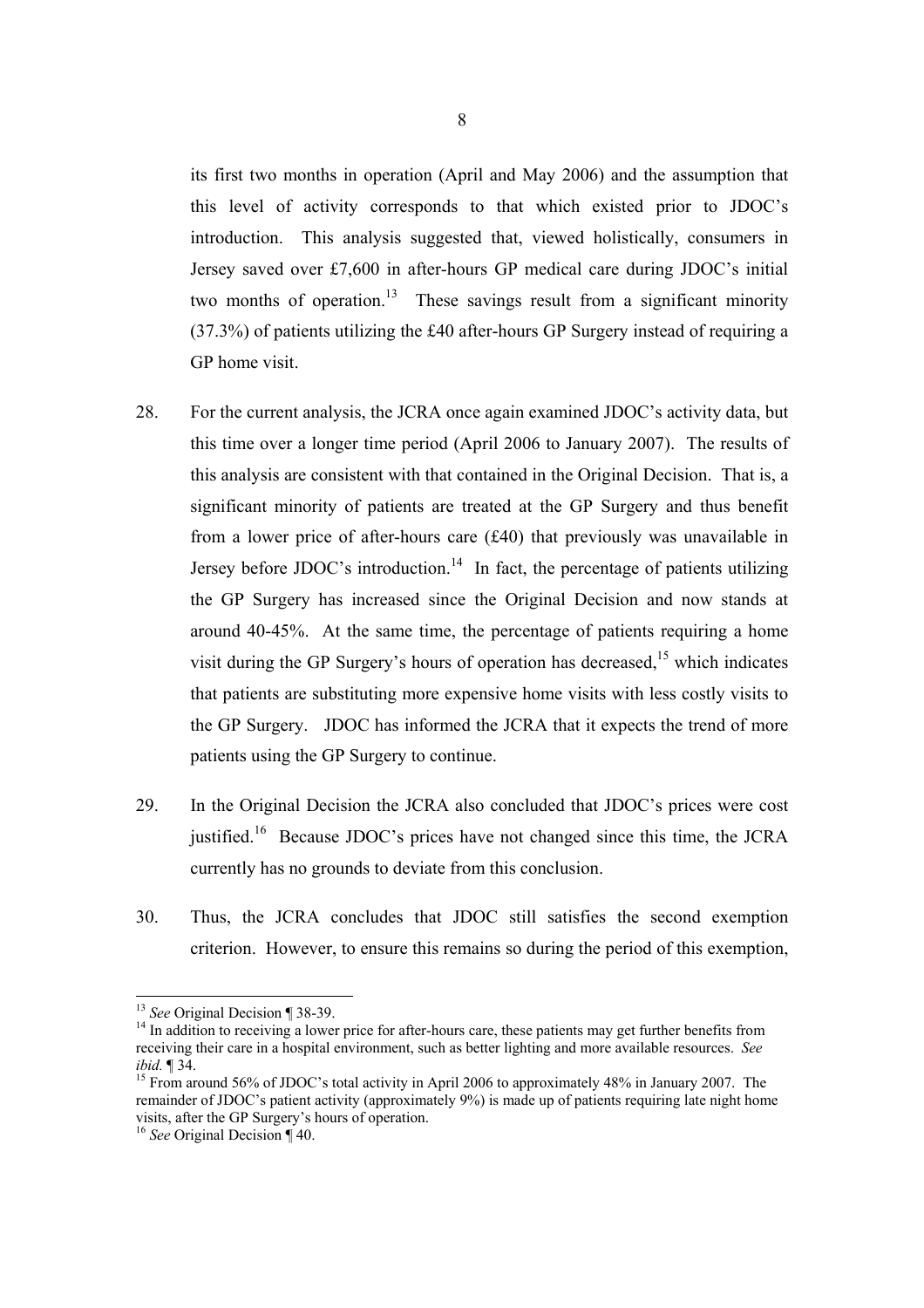its first two months in operation (April and May 2006) and the assumption that this level of activity corresponds to that which existed prior to JDOC's introduction. This analysis suggested that, viewed holistically, consumers in Jersey saved over £7,600 in after-hours GP medical care during JDOC's initial two months of operation.[13] These savings result from a significant minority (37.3%) of patients utilizing the £40 after-hours GP Surgery instead of requiring a GP home visit.

28. For the current analysis, the JCRA once again examined JDOC's activity data, but this time over a longer time period (April 2006 to January 2007). The results of this analysis are consistent with that contained in the Original Decision. That is, a significant minority of patients are treated at the GP Surgery and thus benefit from a lower price of after-hours care (£40) that previously was unavailable in Jersey before JDOC's introduction.[14] In fact, the percentage of patients utilizing the GP Surgery has increased since the Original Decision and now stands at around 40-45%. At the same time, the percentage of patients requiring a home visit during the GP Surgery's hours of operation has decreased,[15] which indicates that patients are substituting more expensive home visits with less costly visits to the GP Surgery. JDOC has informed the JCRA that it expects the trend of more patients using the GP Surgery to continue.

29. In the Original Decision the JCRA also concluded that JDOC's prices were cost justified.[16] Because JDOC's prices have not changed since this time, the JCRA currently has no grounds to deviate from this conclusion.

30. Thus, the JCRA concludes that JDOC still satisfies the second exemption criterion. However, to ensure this remains so during the period of this exemption,

---

[13] *See* Original Decision ¶ 38-39.

[14] In addition to receiving a lower price for after-hours care, these patients may get further benefits from receiving their care in a hospital environment, such as better lighting and more available resources. *See ibid.* ¶ 34.

[15] From around 56% of JDOC's total activity in April 2006 to approximately 48% in January 2007. The remainder of JDOC's patient activity (approximately 9%) is made up of patients requiring late night home visits, after the GP Surgery's hours of operation.

[16] *See* Original Decision ¶ 40.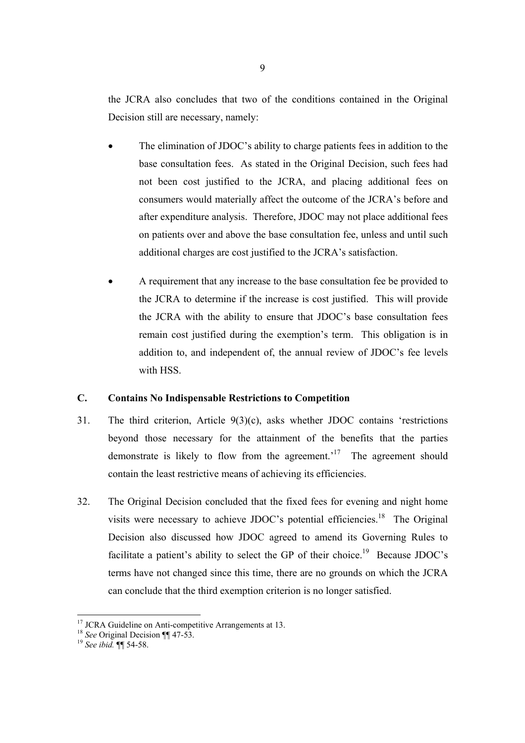the JCRA also concludes that two of the conditions contained in the Original Decision still are necessary, namely:

- The elimination of JDOC's ability to charge patients fees in addition to the base consultation fees. As stated in the Original Decision, such fees had not been cost justified to the JCRA, and placing additional fees on consumers would materially affect the outcome of the JCRA's before and after expenditure analysis. Therefore, JDOC may not place additional fees on patients over and above the base consultation fee, unless and until such additional charges are cost justified to the JCRA's satisfaction.

- A requirement that any increase to the base consultation fee be provided to the JCRA to determine if the increase is cost justified. This will provide the JCRA with the ability to ensure that JDOC's base consultation fees remain cost justified during the exemption's term. This obligation is in addition to, and independent of, the annual review of JDOC's fee levels with HSS.

### C. Contains No Indispensable Restrictions to Competition

31. The third criterion, Article 9(3)(c), asks whether JDOC contains 'restrictions beyond those necessary for the attainment of the benefits that the parties demonstrate is likely to flow from the agreement.'[17] The agreement should contain the least restrictive means of achieving its efficiencies.

32. The Original Decision concluded that the fixed fees for evening and night home visits were necessary to achieve JDOC's potential efficiencies.[18] The Original Decision also discussed how JDOC agreed to amend its Governing Rules to facilitate a patient's ability to select the GP of their choice.[19] Because JDOC's terms have not changed since this time, there are no grounds on which the JCRA can conclude that the third exemption criterion is no longer satisfied.

---

[17] JCRA Guideline on Anti-competitive Arrangements at 13.

[18] *See* Original Decision ¶¶ 47-53.

[19] *See ibid.* ¶¶ 54-58.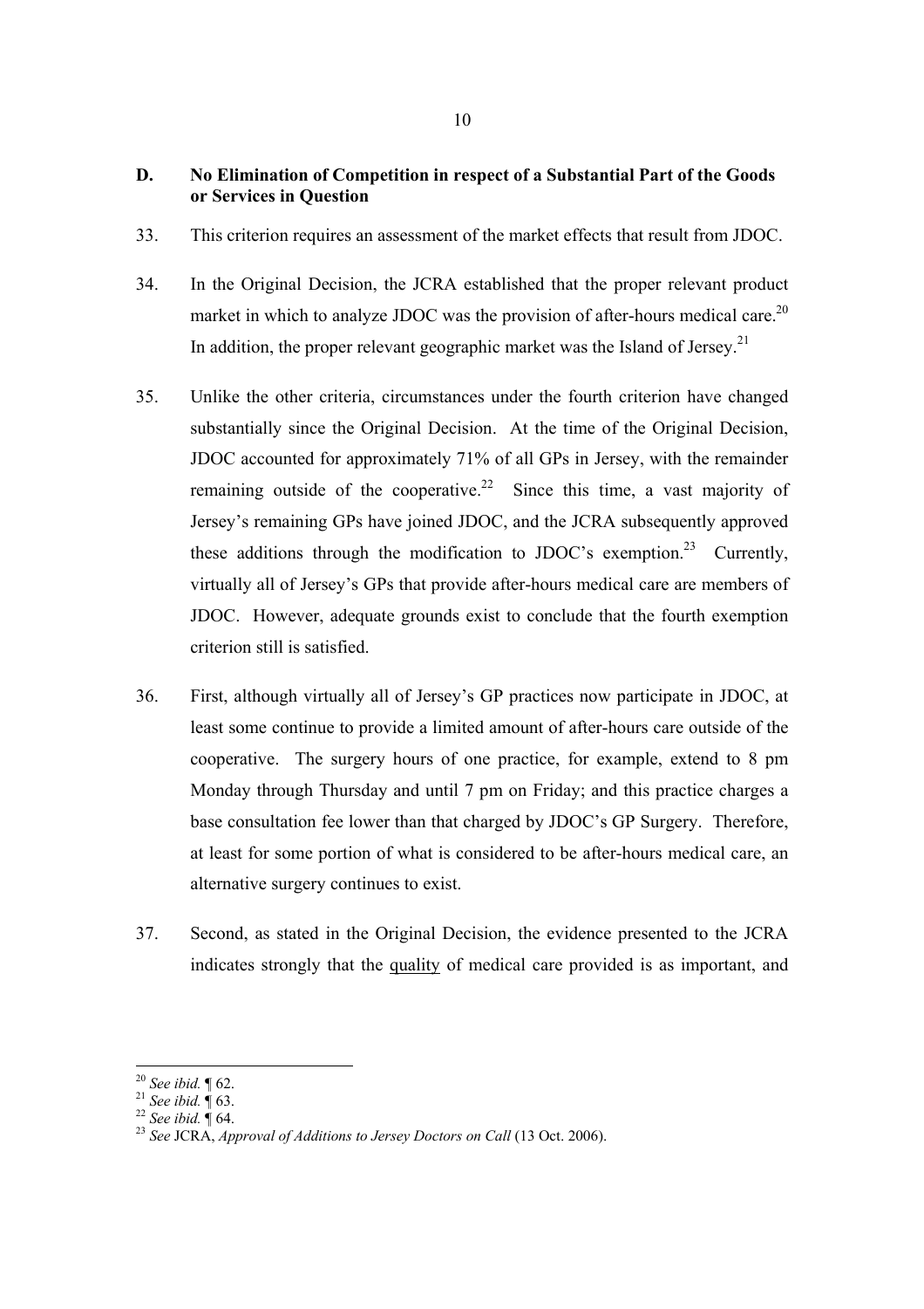## D. No Elimination of Competition in respect of a Substantial Part of the Goods or Services in Question

33. This criterion requires an assessment of the market effects that result from JDOC.

34. In the Original Decision, the JCRA established that the proper relevant product market in which to analyze JDOC was the provision of after-hours medical care.[20] In addition, the proper relevant geographic market was the Island of Jersey.[21]

35. Unlike the other criteria, circumstances under the fourth criterion have changed substantially since the Original Decision. At the time of the Original Decision, JDOC accounted for approximately 71% of all GPs in Jersey, with the remainder remaining outside of the cooperative.[22] Since this time, a vast majority of Jersey's remaining GPs have joined JDOC, and the JCRA subsequently approved these additions through the modification to JDOC's exemption.[23] Currently, virtually all of Jersey's GPs that provide after-hours medical care are members of JDOC. However, adequate grounds exist to conclude that the fourth exemption criterion still is satisfied.

36. First, although virtually all of Jersey's GP practices now participate in JDOC, at least some continue to provide a limited amount of after-hours care outside of the cooperative. The surgery hours of one practice, for example, extend to 8 pm Monday through Thursday and until 7 pm on Friday; and this practice charges a base consultation fee lower than that charged by JDOC's GP Surgery. Therefore, at least for some portion of what is considered to be after-hours medical care, an alternative surgery continues to exist.

37. Second, as stated in the Original Decision, the evidence presented to the JCRA indicates strongly that the <u>quality</u> of medical care provided is as important, and

---

[20] *See ibid.* ¶ 62.

[21] *See ibid.* ¶ 63.

[22] *See ibid.* ¶ 64.

[23] *See* JCRA, *Approval of Additions to Jersey Doctors on Call* (13 Oct. 2006).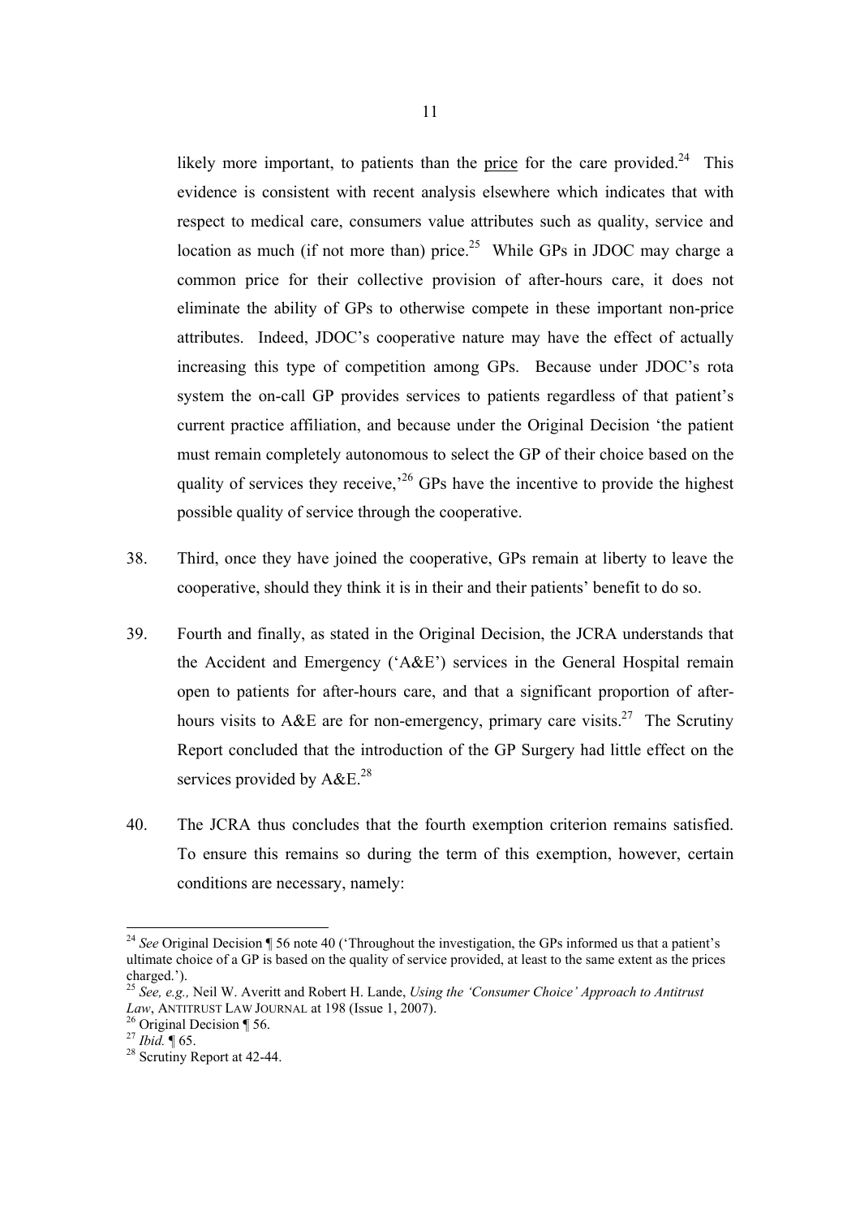likely more important, to patients than the <u>price</u> for the care provided.[24] This evidence is consistent with recent analysis elsewhere which indicates that with respect to medical care, consumers value attributes such as quality, service and location as much (if not more than) price.[25] While GPs in JDOC may charge a common price for their collective provision of after-hours care, it does not eliminate the ability of GPs to otherwise compete in these important non-price attributes. Indeed, JDOC's cooperative nature may have the effect of actually increasing this type of competition among GPs. Because under JDOC's rota system the on-call GP provides services to patients regardless of that patient's current practice affiliation, and because under the Original Decision 'the patient must remain completely autonomous to select the GP of their choice based on the quality of services they receive,'[26] GPs have the incentive to provide the highest possible quality of service through the cooperative.

38. Third, once they have joined the cooperative, GPs remain at liberty to leave the cooperative, should they think it is in their and their patients' benefit to do so.

39. Fourth and finally, as stated in the Original Decision, the JCRA understands that the Accident and Emergency ('A&E') services in the General Hospital remain open to patients for after-hours care, and that a significant proportion of after-hours visits to A&E are for non-emergency, primary care visits.[27] The Scrutiny Report concluded that the introduction of the GP Surgery had little effect on the services provided by A&E.[28]

40. The JCRA thus concludes that the fourth exemption criterion remains satisfied. To ensure this remains so during the term of this exemption, however, certain conditions are necessary, namely:

---

[24] *See* Original Decision ¶ 56 note 40 ('Throughout the investigation, the GPs informed us that a patient's ultimate choice of a GP is based on the quality of service provided, at least to the same extent as the prices charged.').

[25] *See, e.g.,* Neil W. Averitt and Robert H. Lande, *Using the 'Consumer Choice' Approach to Antitrust Law*, ANTITRUST LAW JOURNAL at 198 (Issue 1, 2007).

[26] Original Decision ¶ 56.

[27] *Ibid.* ¶ 65.

[28] Scrutiny Report at 42-44.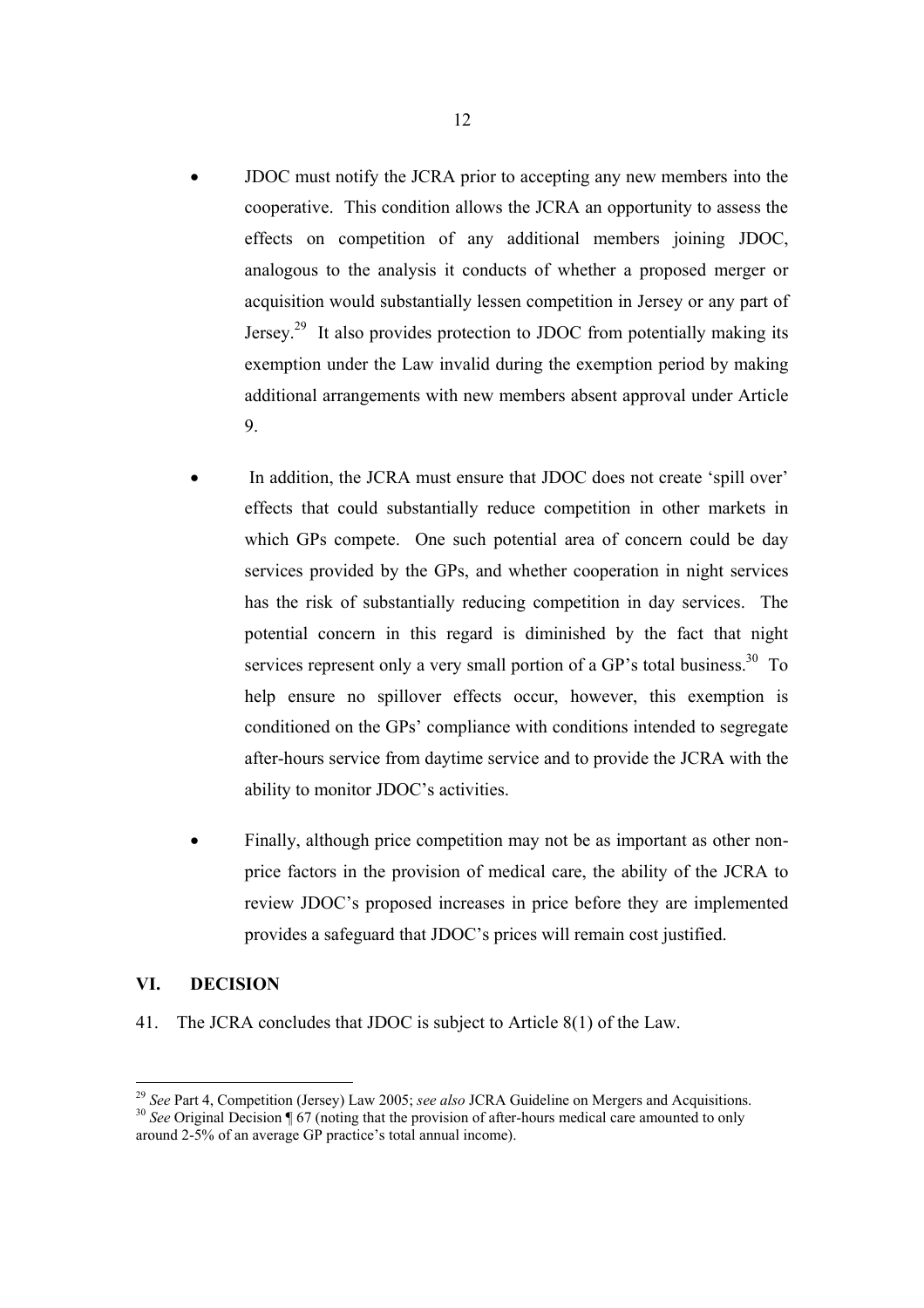- JDOC must notify the JCRA prior to accepting any new members into the cooperative. This condition allows the JCRA an opportunity to assess the effects on competition of any additional members joining JDOC, analogous to the analysis it conducts of whether a proposed merger or acquisition would substantially lessen competition in Jersey or any part of Jersey.[29] It also provides protection to JDOC from potentially making its exemption under the Law invalid during the exemption period by making additional arrangements with new members absent approval under Article 9.

- In addition, the JCRA must ensure that JDOC does not create 'spill over' effects that could substantially reduce competition in other markets in which GPs compete. One such potential area of concern could be day services provided by the GPs, and whether cooperation in night services has the risk of substantially reducing competition in day services. The potential concern in this regard is diminished by the fact that night services represent only a very small portion of a GP's total business.[30] To help ensure no spillover effects occur, however, this exemption is conditioned on the GPs' compliance with conditions intended to segregate after-hours service from daytime service and to provide the JCRA with the ability to monitor JDOC's activities.

- Finally, although price competition may not be as important as other non-price factors in the provision of medical care, the ability of the JCRA to review JDOC's proposed increases in price before they are implemented provides a safeguard that JDOC's prices will remain cost justified.

## VI. DECISION

41. The JCRA concludes that JDOC is subject to Article 8(1) of the Law.

---

[29] *See* Part 4, Competition (Jersey) Law 2005; *see also* JCRA Guideline on Mergers and Acquisitions.

[30] *See* Original Decision ¶ 67 (noting that the provision of after-hours medical care amounted to only around 2-5% of an average GP practice's total annual income).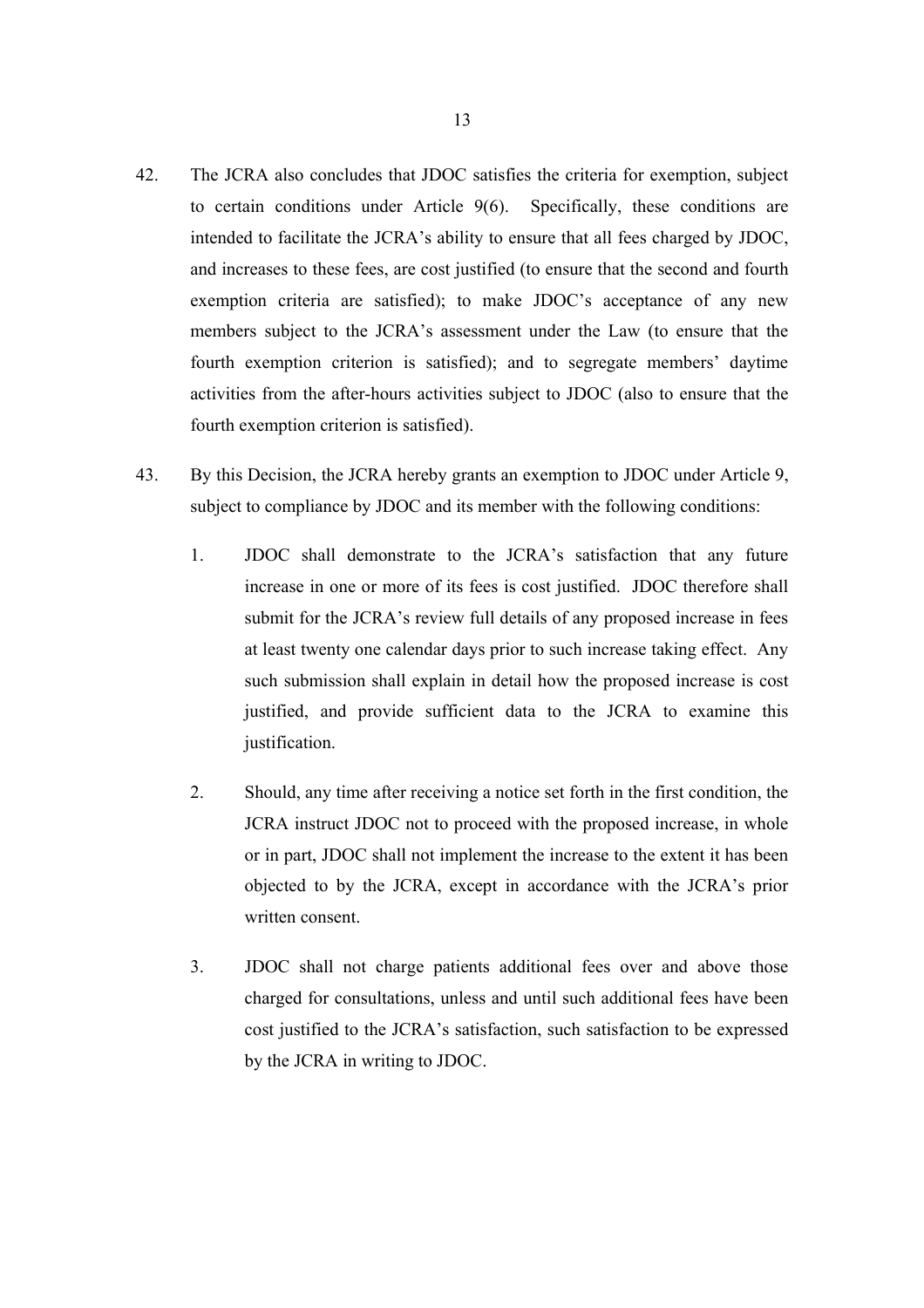42. The JCRA also concludes that JDOC satisfies the criteria for exemption, subject to certain conditions under Article 9(6). Specifically, these conditions are intended to facilitate the JCRA's ability to ensure that all fees charged by JDOC, and increases to these fees, are cost justified (to ensure that the second and fourth exemption criteria are satisfied); to make JDOC's acceptance of any new members subject to the JCRA's assessment under the Law (to ensure that the fourth exemption criterion is satisfied); and to segregate members' daytime activities from the after-hours activities subject to JDOC (also to ensure that the fourth exemption criterion is satisfied).

43. By this Decision, the JCRA hereby grants an exemption to JDOC under Article 9, subject to compliance by JDOC and its member with the following conditions:

    1. JDOC shall demonstrate to the JCRA's satisfaction that any future increase in one or more of its fees is cost justified. JDOC therefore shall submit for the JCRA's review full details of any proposed increase in fees at least twenty one calendar days prior to such increase taking effect. Any such submission shall explain in detail how the proposed increase is cost justified, and provide sufficient data to the JCRA to examine this justification.

    2. Should, any time after receiving a notice set forth in the first condition, the JCRA instruct JDOC not to proceed with the proposed increase, in whole or in part, JDOC shall not implement the increase to the extent it has been objected to by the JCRA, except in accordance with the JCRA's prior written consent.

    3. JDOC shall not charge patients additional fees over and above those charged for consultations, unless and until such additional fees have been cost justified to the JCRA's satisfaction, such satisfaction to be expressed by the JCRA in writing to JDOC.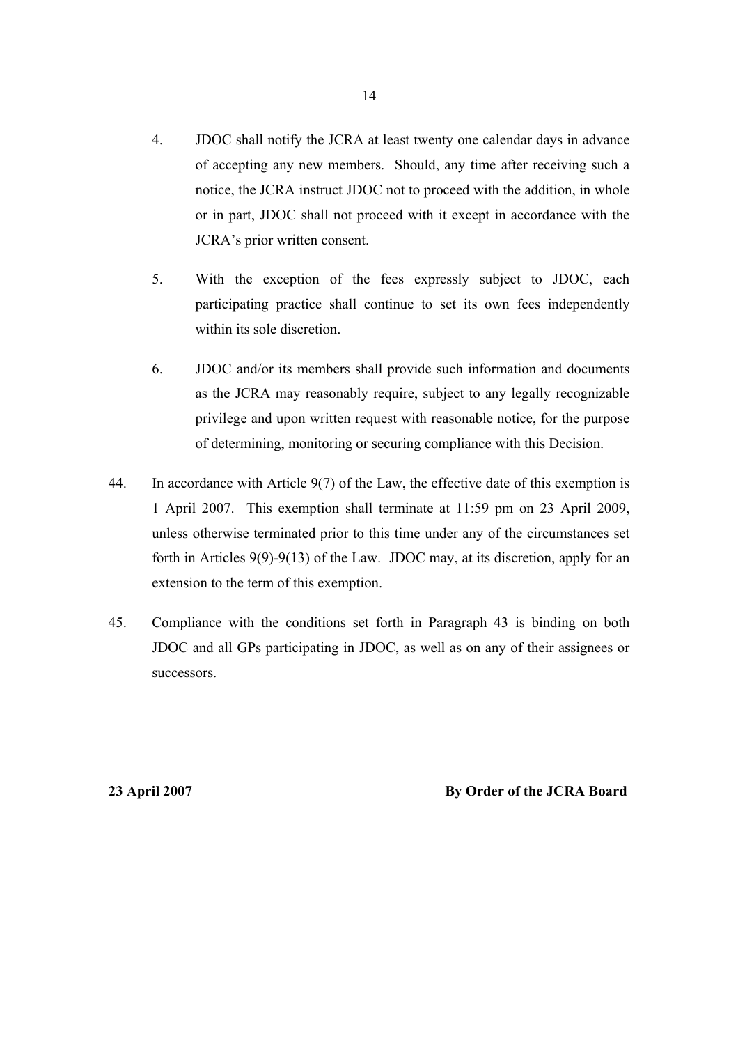4. JDOC shall notify the JCRA at least twenty one calendar days in advance of accepting any new members. Should, any time after receiving such a notice, the JCRA instruct JDOC not to proceed with the addition, in whole or in part, JDOC shall not proceed with it except in accordance with the JCRA's prior written consent.

5. With the exception of the fees expressly subject to JDOC, each participating practice shall continue to set its own fees independently within its sole discretion.

6. JDOC and/or its members shall provide such information and documents as the JCRA may reasonably require, subject to any legally recognizable privilege and upon written request with reasonable notice, for the purpose of determining, monitoring or securing compliance with this Decision.

44. In accordance with Article 9(7) of the Law, the effective date of this exemption is 1 April 2007. This exemption shall terminate at 11:59 pm on 23 April 2009, unless otherwise terminated prior to this time under any of the circumstances set forth in Articles 9(9)-9(13) of the Law. JDOC may, at its discretion, apply for an extension to the term of this exemption.

45. Compliance with the conditions set forth in Paragraph 43 is binding on both JDOC and all GPs participating in JDOC, as well as on any of their assignees or successors.

**23 April 2007** **By Order of the JCRA Board**